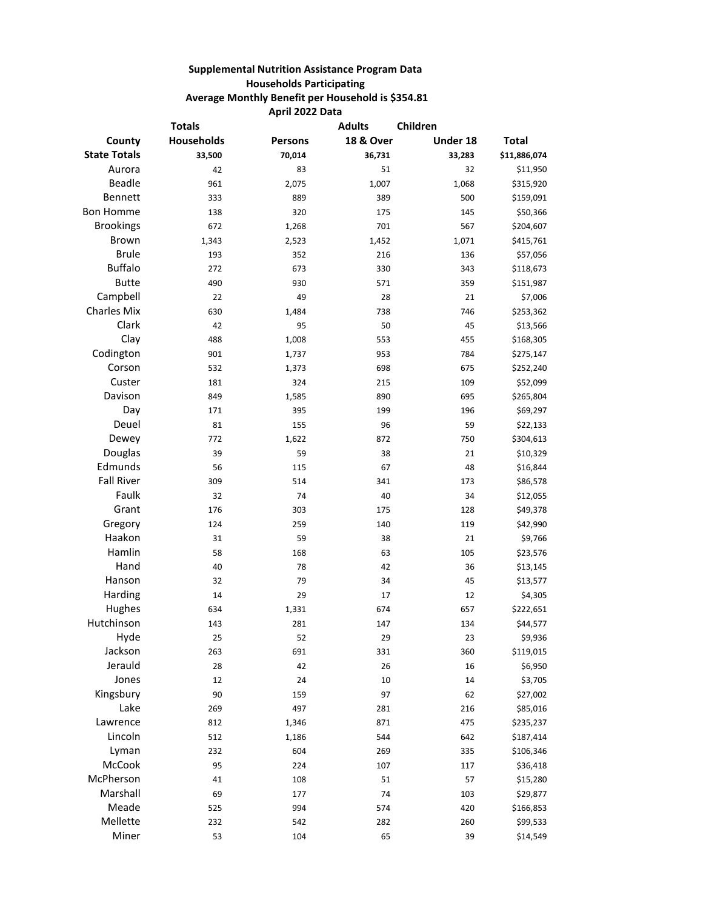**Supplemental Nutrition Assistance Program Data**
**Households Participating**
**Average Monthly Benefit per Household is $354.81**
**April 2022 Data**

| County | Totals Households | Persons | Adults 18 & Over | Children Under 18 | Total |
|---|---|---|---|---|---|
| **State Totals** | **33,500** | **70,014** | **36,731** | **33,283** | **$11,886,074** |
| Aurora | 42 | 83 | 51 | 32 | $11,950 |
| Beadle | 961 | 2,075 | 1,007 | 1,068 | $315,920 |
| Bennett | 333 | 889 | 389 | 500 | $159,091 |
| Bon Homme | 138 | 320 | 175 | 145 | $50,366 |
| Brookings | 672 | 1,268 | 701 | 567 | $204,607 |
| Brown | 1,343 | 2,523 | 1,452 | 1,071 | $415,761 |
| Brule | 193 | 352 | 216 | 136 | $57,056 |
| Buffalo | 272 | 673 | 330 | 343 | $118,673 |
| Butte | 490 | 930 | 571 | 359 | $151,987 |
| Campbell | 22 | 49 | 28 | 21 | $7,006 |
| Charles Mix | 630 | 1,484 | 738 | 746 | $253,362 |
| Clark | 42 | 95 | 50 | 45 | $13,566 |
| Clay | 488 | 1,008 | 553 | 455 | $168,305 |
| Codington | 901 | 1,737 | 953 | 784 | $275,147 |
| Corson | 532 | 1,373 | 698 | 675 | $252,240 |
| Custer | 181 | 324 | 215 | 109 | $52,099 |
| Davison | 849 | 1,585 | 890 | 695 | $265,804 |
| Day | 171 | 395 | 199 | 196 | $69,297 |
| Deuel | 81 | 155 | 96 | 59 | $22,133 |
| Dewey | 772 | 1,622 | 872 | 750 | $304,613 |
| Douglas | 39 | 59 | 38 | 21 | $10,329 |
| Edmunds | 56 | 115 | 67 | 48 | $16,844 |
| Fall River | 309 | 514 | 341 | 173 | $86,578 |
| Faulk | 32 | 74 | 40 | 34 | $12,055 |
| Grant | 176 | 303 | 175 | 128 | $49,378 |
| Gregory | 124 | 259 | 140 | 119 | $42,990 |
| Haakon | 31 | 59 | 38 | 21 | $9,766 |
| Hamlin | 58 | 168 | 63 | 105 | $23,576 |
| Hand | 40 | 78 | 42 | 36 | $13,145 |
| Hanson | 32 | 79 | 34 | 45 | $13,577 |
| Harding | 14 | 29 | 17 | 12 | $4,305 |
| Hughes | 634 | 1,331 | 674 | 657 | $222,651 |
| Hutchinson | 143 | 281 | 147 | 134 | $44,577 |
| Hyde | 25 | 52 | 29 | 23 | $9,936 |
| Jackson | 263 | 691 | 331 | 360 | $119,015 |
| Jerauld | 28 | 42 | 26 | 16 | $6,950 |
| Jones | 12 | 24 | 10 | 14 | $3,705 |
| Kingsbury | 90 | 159 | 97 | 62 | $27,002 |
| Lake | 269 | 497 | 281 | 216 | $85,016 |
| Lawrence | 812 | 1,346 | 871 | 475 | $235,237 |
| Lincoln | 512 | 1,186 | 544 | 642 | $187,414 |
| Lyman | 232 | 604 | 269 | 335 | $106,346 |
| McCook | 95 | 224 | 107 | 117 | $36,418 |
| McPherson | 41 | 108 | 51 | 57 | $15,280 |
| Marshall | 69 | 177 | 74 | 103 | $29,877 |
| Meade | 525 | 994 | 574 | 420 | $166,853 |
| Mellette | 232 | 542 | 282 | 260 | $99,533 |
| Miner | 53 | 104 | 65 | 39 | $14,549 |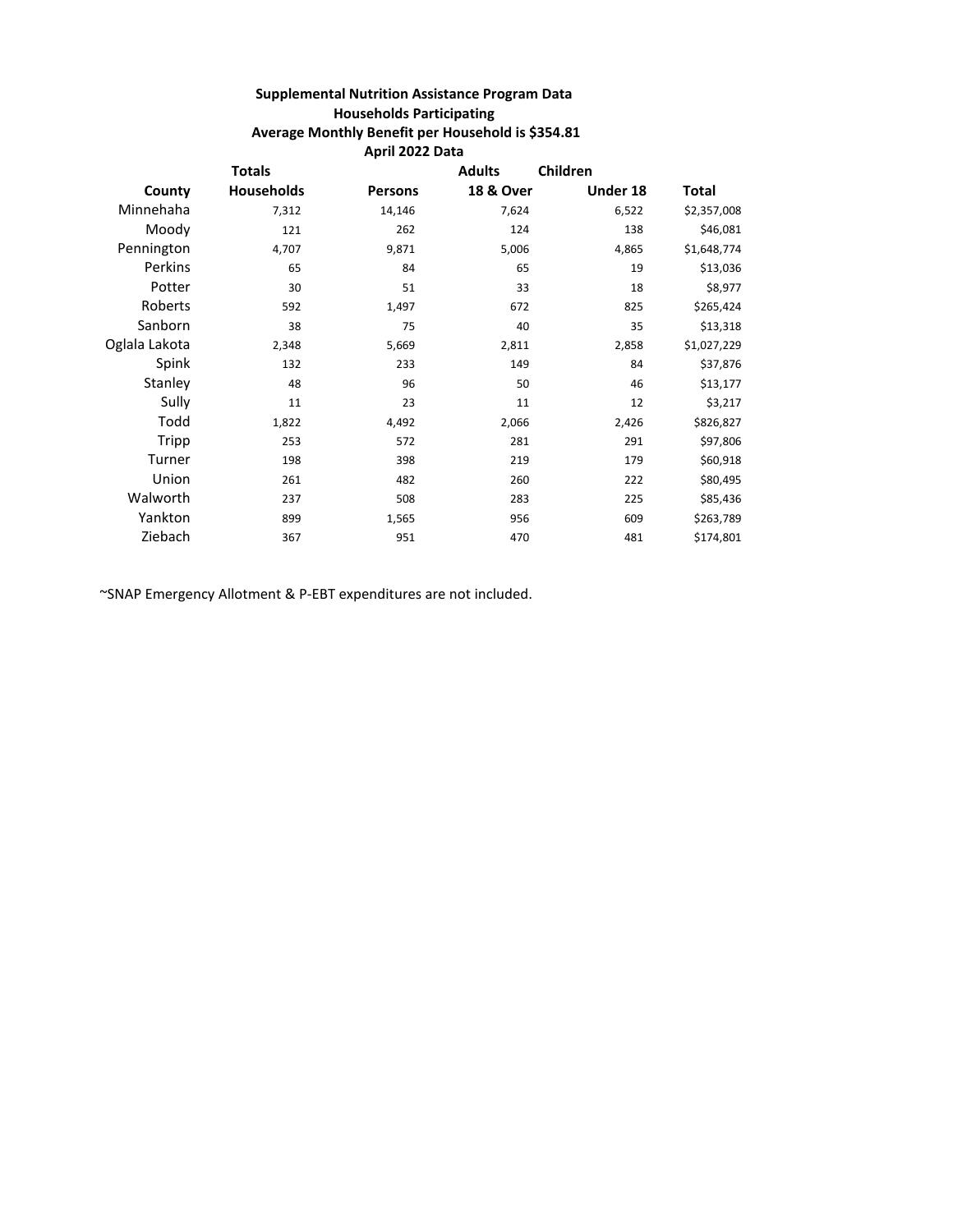**Supplemental Nutrition Assistance Program Data**
**Households Participating**
**Average Monthly Benefit per Household is $354.81**
**April 2022 Data**

| | Totals | | Adults | Children | |
|---|---|---|---|---|---|
| **County** | **Households** | **Persons** | **18 & Over** | **Under 18** | **Total** |
| Minnehaha | 7,312 | 14,146 | 7,624 | 6,522 | $2,357,008 |
| Moody | 121 | 262 | 124 | 138 | $46,081 |
| Pennington | 4,707 | 9,871 | 5,006 | 4,865 | $1,648,774 |
| Perkins | 65 | 84 | 65 | 19 | $13,036 |
| Potter | 30 | 51 | 33 | 18 | $8,977 |
| Roberts | 592 | 1,497 | 672 | 825 | $265,424 |
| Sanborn | 38 | 75 | 40 | 35 | $13,318 |
| Oglala Lakota | 2,348 | 5,669 | 2,811 | 2,858 | $1,027,229 |
| Spink | 132 | 233 | 149 | 84 | $37,876 |
| Stanley | 48 | 96 | 50 | 46 | $13,177 |
| Sully | 11 | 23 | 11 | 12 | $3,217 |
| Todd | 1,822 | 4,492 | 2,066 | 2,426 | $826,827 |
| Tripp | 253 | 572 | 281 | 291 | $97,806 |
| Turner | 198 | 398 | 219 | 179 | $60,918 |
| Union | 261 | 482 | 260 | 222 | $80,495 |
| Walworth | 237 | 508 | 283 | 225 | $85,436 |
| Yankton | 899 | 1,565 | 956 | 609 | $263,789 |
| Ziebach | 367 | 951 | 470 | 481 | $174,801 |

~SNAP Emergency Allotment & P-EBT expenditures are not included.